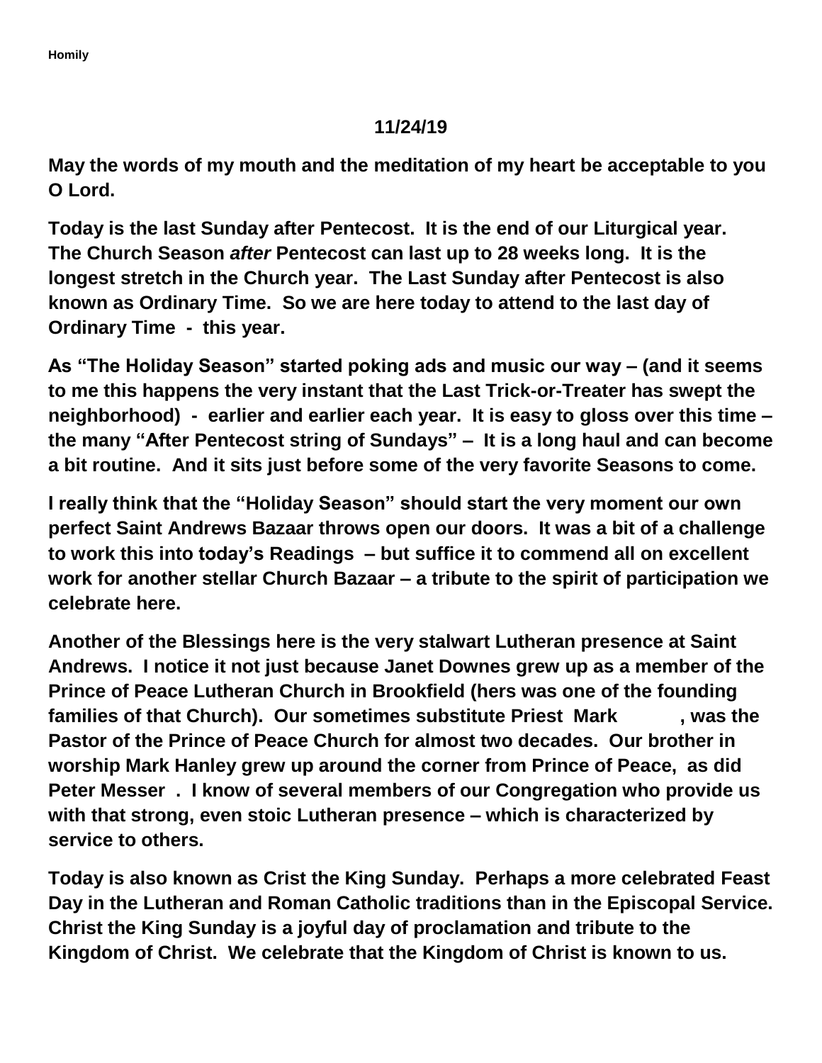**11/24/19**

**May the words of my mouth and the meditation of my heart be acceptable to you O Lord.**

**Today is the last Sunday after Pentecost. It is the end of our Liturgical year. The Church Season *after* Pentecost can last up to 28 weeks long. It is the longest stretch in the Church year. The Last Sunday after Pentecost is also known as Ordinary Time. So we are here today to attend to the last day of Ordinary Time - this year.**

**As "The Holiday Season" started poking ads and music our way – (and it seems to me this happens the very instant that the Last Trick-or-Treater has swept the neighborhood) - earlier and earlier each year. It is easy to gloss over this time – the many "After Pentecost string of Sundays" – It is a long haul and can become a bit routine. And it sits just before some of the very favorite Seasons to come.**

**I really think that the "Holiday Season" should start the very moment our own perfect Saint Andrews Bazaar throws open our doors. It was a bit of a challenge to work this into today's Readings – but suffice it to commend all on excellent work for another stellar Church Bazaar – a tribute to the spirit of participation we celebrate here.**

**Another of the Blessings here is the very stalwart Lutheran presence at Saint Andrews. I notice it not just because Janet Downes grew up as a member of the Prince of Peace Lutheran Church in Brookfield (hers was one of the founding families of that Church). Our sometimes substitute Priest Mark , was the Pastor of the Prince of Peace Church for almost two decades. Our brother in worship Mark Hanley grew up around the corner from Prince of Peace, as did Peter Messer . I know of several members of our Congregation who provide us with that strong, even stoic Lutheran presence – which is characterized by service to others.**

**Today is also known as Crist the King Sunday. Perhaps a more celebrated Feast Day in the Lutheran and Roman Catholic traditions than in the Episcopal Service. Christ the King Sunday is a joyful day of proclamation and tribute to the Kingdom of Christ. We celebrate that the Kingdom of Christ is known to us.**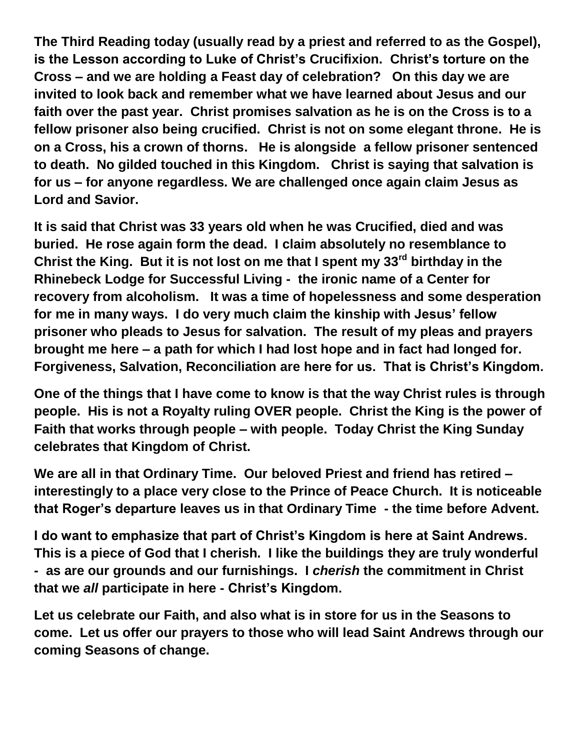**The Third Reading today (usually read by a priest and referred to as the Gospel), is the Lesson according to Luke of Christ's Crucifixion. Christ's torture on the Cross – and we are holding a Feast day of celebration? On this day we are invited to look back and remember what we have learned about Jesus and our faith over the past year. Christ promises salvation as he is on the Cross is to a fellow prisoner also being crucified. Christ is not on some elegant throne. He is on a Cross, his a crown of thorns. He is alongside a fellow prisoner sentenced to death. No gilded touched in this Kingdom. Christ is saying that salvation is for us – for anyone regardless. We are challenged once again claim Jesus as Lord and Savior.**

**It is said that Christ was 33 years old when he was Crucified, died and was buried. He rose again form the dead. I claim absolutely no resemblance to Christ the King. But it is not lost on me that I spent my 33rd birthday in the Rhinebeck Lodge for Successful Living - the ironic name of a Center for recovery from alcoholism. It was a time of hopelessness and some desperation for me in many ways. I do very much claim the kinship with Jesus' fellow prisoner who pleads to Jesus for salvation. The result of my pleas and prayers brought me here – a path for which I had lost hope and in fact had longed for. Forgiveness, Salvation, Reconciliation are here for us. That is Christ's Kingdom.**

**One of the things that I have come to know is that the way Christ rules is through people. His is not a Royalty ruling OVER people. Christ the King is the power of Faith that works through people – with people. Today Christ the King Sunday celebrates that Kingdom of Christ.**

**We are all in that Ordinary Time. Our beloved Priest and friend has retired – interestingly to a place very close to the Prince of Peace Church. It is noticeable that Roger's departure leaves us in that Ordinary Time - the time before Advent.**

**I do want to emphasize that part of Christ's Kingdom is here at Saint Andrews. This is a piece of God that I cherish. I like the buildings they are truly wonderful - as are our grounds and our furnishings. I *cherish* the commitment in Christ that we *all* participate in here - Christ's Kingdom.**

**Let us celebrate our Faith, and also what is in store for us in the Seasons to come. Let us offer our prayers to those who will lead Saint Andrews through our coming Seasons of change.**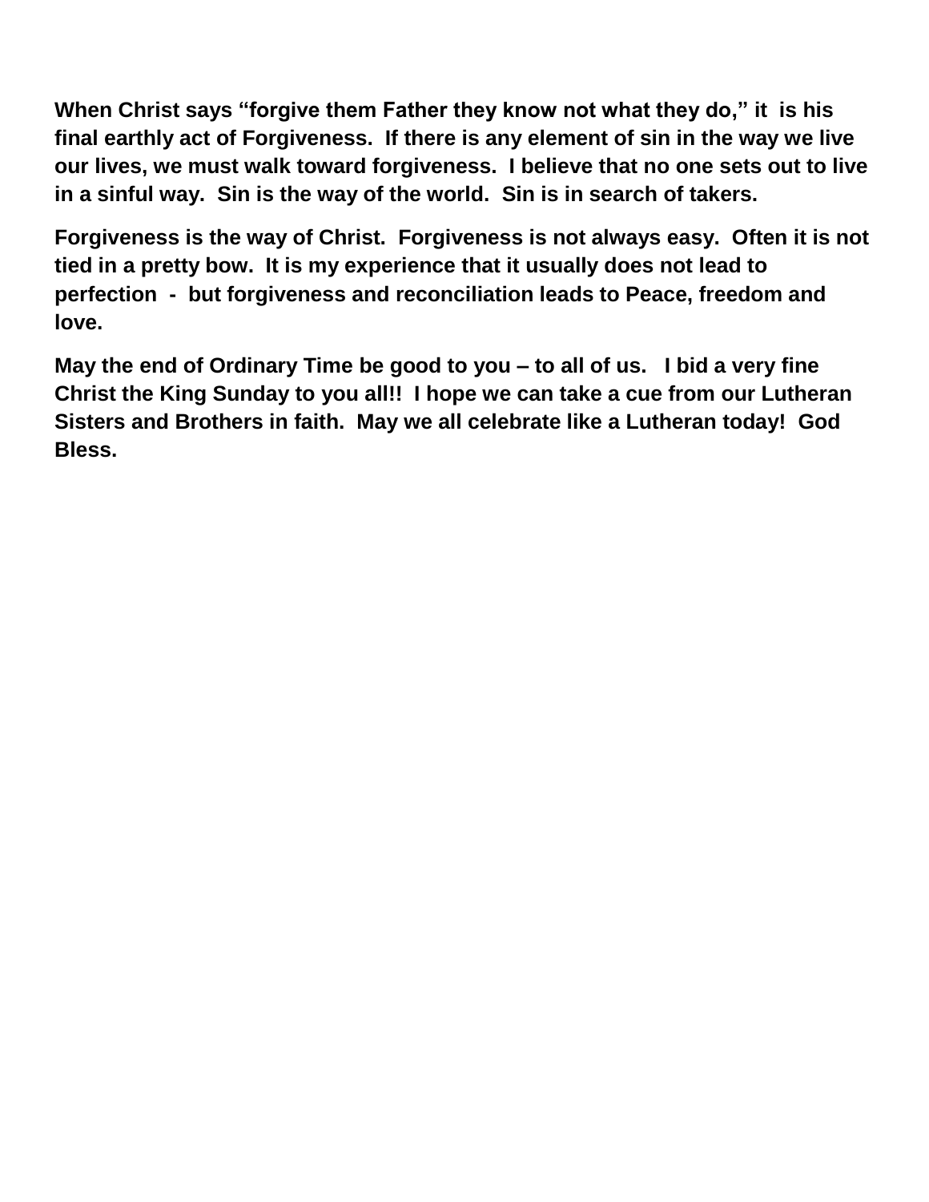**When Christ says "forgive them Father they know not what they do," it is his final earthly act of Forgiveness. If there is any element of sin in the way we live our lives, we must walk toward forgiveness. I believe that no one sets out to live in a sinful way. Sin is the way of the world. Sin is in search of takers.**

**Forgiveness is the way of Christ. Forgiveness is not always easy. Often it is not tied in a pretty bow. It is my experience that it usually does not lead to perfection - but forgiveness and reconciliation leads to Peace, freedom and love.**

**May the end of Ordinary Time be good to you – to all of us. I bid a very fine Christ the King Sunday to you all!! I hope we can take a cue from our Lutheran Sisters and Brothers in faith. May we all celebrate like a Lutheran today! God Bless.**